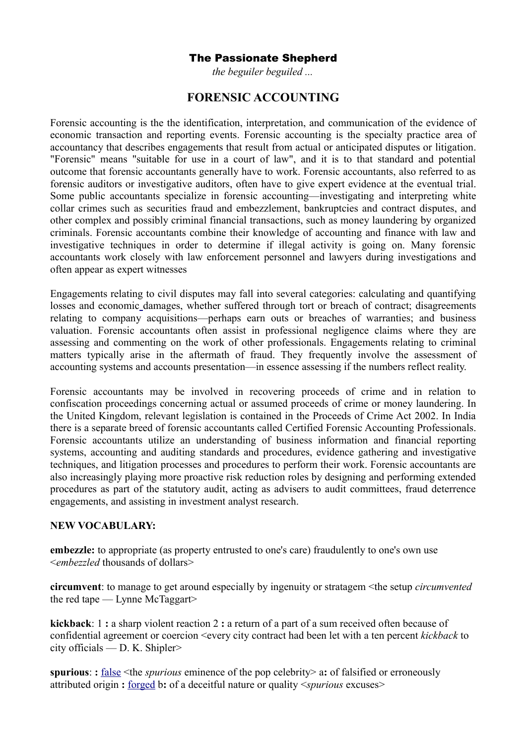**The Passionate Shepherd**

*the beguiler beguiled ...*

# FORENSIC ACCOUNTING

Forensic accounting is the the identification, interpretation, and communication of the evidence of economic transaction and reporting events. Forensic accounting is the specialty practice area of accountancy that describes engagements that result from actual or anticipated disputes or litigation. "Forensic" means "suitable for use in a court of law", and it is to that standard and potential outcome that forensic accountants generally have to work. Forensic accountants, also referred to as forensic auditors or investigative auditors, often have to give expert evidence at the eventual trial. Some public accountants specialize in forensic accounting—investigating and interpreting white collar crimes such as securities fraud and embezzlement, bankruptcies and contract disputes, and other complex and possibly criminal financial transactions, such as money laundering by organized criminals. Forensic accountants combine their knowledge of accounting and finance with law and investigative techniques in order to determine if illegal activity is going on. Many forensic accountants work closely with law enforcement personnel and lawyers during investigations and often appear as expert witnesses

Engagements relating to civil disputes may fall into several categories: calculating and quantifying losses and economic damages, whether suffered through tort or breach of contract; disagreements relating to company acquisitions—perhaps earn outs or breaches of warranties; and business valuation. Forensic accountants often assist in professional negligence claims where they are assessing and commenting on the work of other professionals. Engagements relating to criminal matters typically arise in the aftermath of fraud. They frequently involve the assessment of accounting systems and accounts presentation—in essence assessing if the numbers reflect reality.

Forensic accountants may be involved in recovering proceeds of crime and in relation to confiscation proceedings concerning actual or assumed proceeds of crime or money laundering. In the United Kingdom, relevant legislation is contained in the Proceeds of Crime Act 2002. In India there is a separate breed of forensic accountants called Certified Forensic Accounting Professionals. Forensic accountants utilize an understanding of business information and financial reporting systems, accounting and auditing standards and procedures, evidence gathering and investigative techniques, and litigation processes and procedures to perform their work. Forensic accountants are also increasingly playing more proactive risk reduction roles by designing and performing extended procedures as part of the statutory audit, acting as advisers to audit committees, fraud deterrence engagements, and assisting in investment analyst research.

**NEW VOCABULARY:**

**embezzle:** to appropriate (as property entrusted to one's care) fraudulently to one's own use <*embezzled* thousands of dollars>

**circumvent**: to manage to get around especially by ingenuity or stratagem <the setup *circumvented* the red tape — Lynne McTaggart>

**kickback**: 1 **:** a sharp violent reaction 2 **:** a return of a part of a sum received often because of confidential agreement or coercion <every city contract had been let with a ten percent *kickback* to city officials — D. K. Shipler>

**spurious**: **:** false <the *spurious* eminence of the pop celebrity> a**:** of falsified or erroneously attributed origin **:** forged b**:** of a deceitful nature or quality <*spurious* excuses>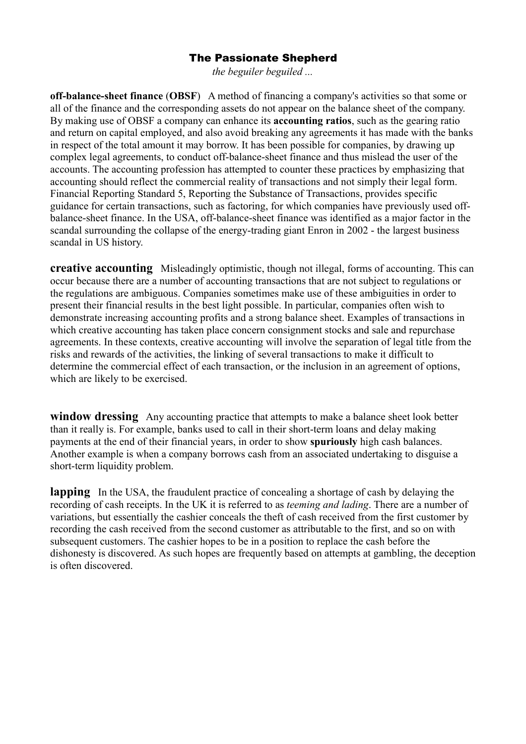# The Passionate Shepherd

*the beguiler beguiled ...*

**off-balance-sheet finance** (**OBSF**) A method of financing a company's activities so that some or all of the finance and the corresponding assets do not appear on the balance sheet of the company. By making use of OBSF a company can enhance its **accounting ratios**, such as the gearing ratio and return on capital employed, and also avoid breaking any agreements it has made with the banks in respect of the total amount it may borrow. It has been possible for companies, by drawing up complex legal agreements, to conduct off-balance-sheet finance and thus mislead the user of the accounts. The accounting profession has attempted to counter these practices by emphasizing that accounting should reflect the commercial reality of transactions and not simply their legal form. Financial Reporting Standard 5, Reporting the Substance of Transactions, provides specific guidance for certain transactions, such as factoring, for which companies have previously used off-balance-sheet finance. In the USA, off-balance-sheet finance was identified as a major factor in the scandal surrounding the collapse of the energy-trading giant Enron in 2002 - the largest business scandal in US history.

**creative accounting** Misleadingly optimistic, though not illegal, forms of accounting. This can occur because there are a number of accounting transactions that are not subject to regulations or the regulations are ambiguous. Companies sometimes make use of these ambiguities in order to present their financial results in the best light possible. In particular, companies often wish to demonstrate increasing accounting profits and a strong balance sheet. Examples of transactions in which creative accounting has taken place concern consignment stocks and sale and repurchase agreements. In these contexts, creative accounting will involve the separation of legal title from the risks and rewards of the activities, the linking of several transactions to make it difficult to determine the commercial effect of each transaction, or the inclusion in an agreement of options, which are likely to be exercised.

**window dressing** Any accounting practice that attempts to make a balance sheet look better than it really is. For example, banks used to call in their short-term loans and delay making payments at the end of their financial years, in order to show **spuriously** high cash balances. Another example is when a company borrows cash from an associated undertaking to disguise a short-term liquidity problem.

**lapping** In the USA, the fraudulent practice of concealing a shortage of cash by delaying the recording of cash receipts. In the UK it is referred to as *teeming and lading*. There are a number of variations, but essentially the cashier conceals the theft of cash received from the first customer by recording the cash received from the second customer as attributable to the first, and so on with subsequent customers. The cashier hopes to be in a position to replace the cash before the dishonesty is discovered. As such hopes are frequently based on attempts at gambling, the deception is often discovered.